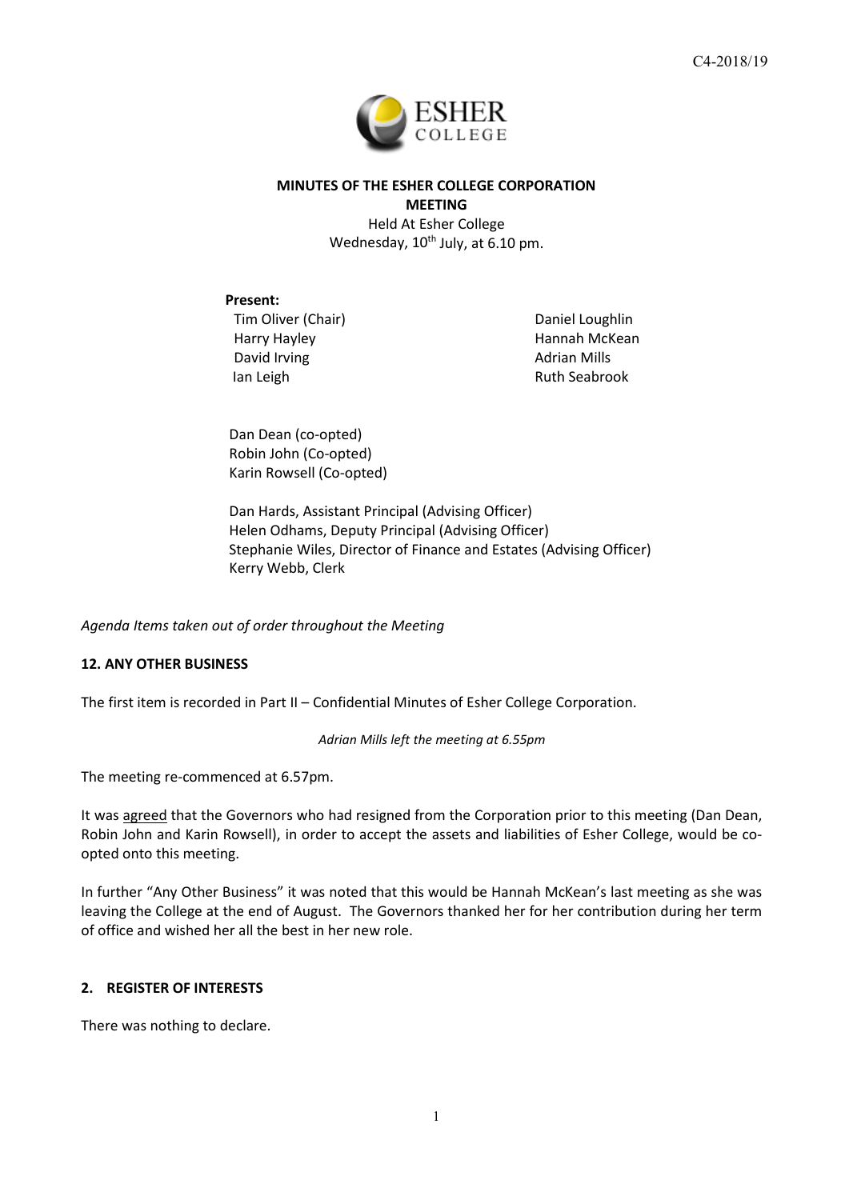C4-2018/19

**MINUTES OF THE ESHER COLLEGE CORPORATION MEETING**

Held At Esher College
Wednesday, 10th July, at 6.10 pm.

**Present:**

Tim Oliver (Chair)
Harry Hayley
David Irving
Ian Leigh
Daniel Loughlin
Hannah McKean
Adrian Mills
Ruth Seabrook

Dan Dean (co-opted)
Robin John (Co-opted)
Karin Rowsell (Co-opted)

Dan Hards, Assistant Principal (Advising Officer)
Helen Odhams, Deputy Principal (Advising Officer)
Stephanie Wiles, Director of Finance and Estates (Advising Officer)
Kerry Webb, Clerk

*Agenda Items taken out of order throughout the Meeting*

**12. ANY OTHER BUSINESS**

The first item is recorded in Part II – Confidential Minutes of Esher College Corporation.

*Adrian Mills left the meeting at 6.55pm*

The meeting re-commenced at 6.57pm.

It was agreed that the Governors who had resigned from the Corporation prior to this meeting (Dan Dean, Robin John and Karin Rowsell), in order to accept the assets and liabilities of Esher College, would be co-opted onto this meeting.

In further "Any Other Business" it was noted that this would be Hannah McKean's last meeting as she was leaving the College at the end of August. The Governors thanked her for her contribution during her term of office and wished her all the best in her new role.

**2. REGISTER OF INTERESTS**

There was nothing to declare.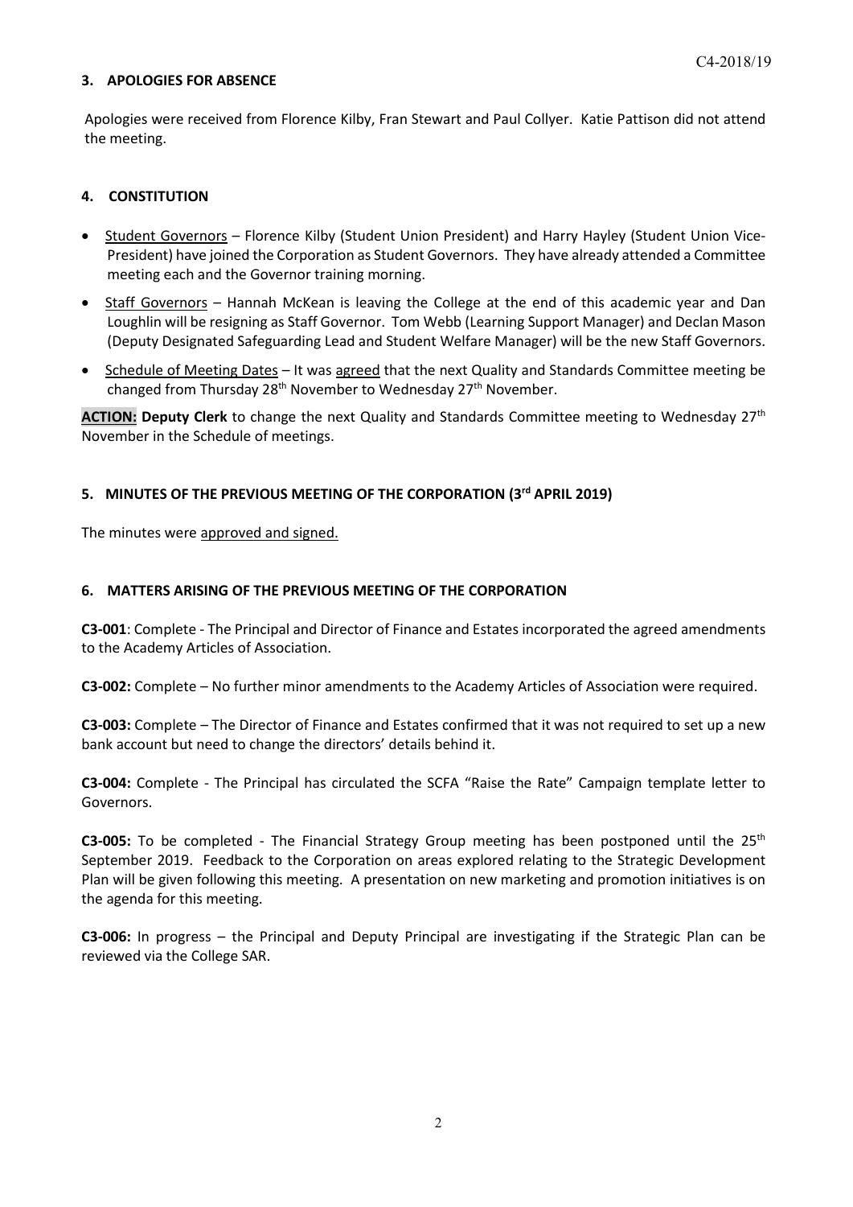## 3. APOLOGIES FOR ABSENCE

Apologies were received from Florence Kilby, Fran Stewart and Paul Collyer. Katie Pattison did not attend the meeting.

## 4. CONSTITUTION

- Student Governors – Florence Kilby (Student Union President) and Harry Hayley (Student Union Vice-President) have joined the Corporation as Student Governors. They have already attended a Committee meeting each and the Governor training morning.
- Staff Governors – Hannah McKean is leaving the College at the end of this academic year and Dan Loughlin will be resigning as Staff Governor. Tom Webb (Learning Support Manager) and Declan Mason (Deputy Designated Safeguarding Lead and Student Welfare Manager) will be the new Staff Governors.
- Schedule of Meeting Dates – It was agreed that the next Quality and Standards Committee meeting be changed from Thursday 28th November to Wednesday 27th November.

**ACTION: Deputy Clerk** to change the next Quality and Standards Committee meeting to Wednesday 27th November in the Schedule of meetings.

## 5. MINUTES OF THE PREVIOUS MEETING OF THE CORPORATION (3rd APRIL 2019)

The minutes were approved and signed.

## 6. MATTERS ARISING OF THE PREVIOUS MEETING OF THE CORPORATION

**C3-001**: Complete - The Principal and Director of Finance and Estates incorporated the agreed amendments to the Academy Articles of Association.

**C3-002:** Complete – No further minor amendments to the Academy Articles of Association were required.

**C3-003:** Complete – The Director of Finance and Estates confirmed that it was not required to set up a new bank account but need to change the directors' details behind it.

**C3-004:** Complete - The Principal has circulated the SCFA "Raise the Rate" Campaign template letter to Governors.

**C3-005:** To be completed - The Financial Strategy Group meeting has been postponed until the 25th September 2019. Feedback to the Corporation on areas explored relating to the Strategic Development Plan will be given following this meeting. A presentation on new marketing and promotion initiatives is on the agenda for this meeting.

**C3-006:** In progress – the Principal and Deputy Principal are investigating if the Strategic Plan can be reviewed via the College SAR.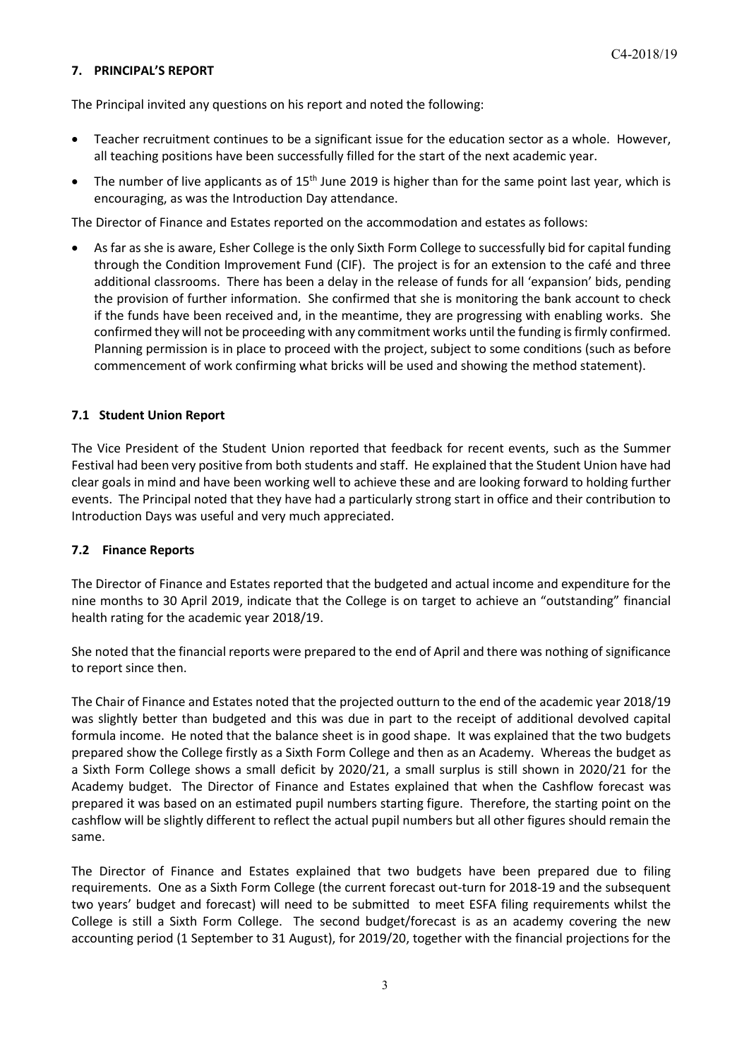### 7. PRINCIPAL'S REPORT

The Principal invited any questions on his report and noted the following:

- Teacher recruitment continues to be a significant issue for the education sector as a whole. However, all teaching positions have been successfully filled for the start of the next academic year.
- The number of live applicants as of 15th June 2019 is higher than for the same point last year, which is encouraging, as was the Introduction Day attendance.

The Director of Finance and Estates reported on the accommodation and estates as follows:

- As far as she is aware, Esher College is the only Sixth Form College to successfully bid for capital funding through the Condition Improvement Fund (CIF). The project is for an extension to the café and three additional classrooms. There has been a delay in the release of funds for all 'expansion' bids, pending the provision of further information. She confirmed that she is monitoring the bank account to check if the funds have been received and, in the meantime, they are progressing with enabling works. She confirmed they will not be proceeding with any commitment works until the funding is firmly confirmed. Planning permission is in place to proceed with the project, subject to some conditions (such as before commencement of work confirming what bricks will be used and showing the method statement).

### 7.1 Student Union Report

The Vice President of the Student Union reported that feedback for recent events, such as the Summer Festival had been very positive from both students and staff. He explained that the Student Union have had clear goals in mind and have been working well to achieve these and are looking forward to holding further events. The Principal noted that they have had a particularly strong start in office and their contribution to Introduction Days was useful and very much appreciated.

### 7.2 Finance Reports

The Director of Finance and Estates reported that the budgeted and actual income and expenditure for the nine months to 30 April 2019, indicate that the College is on target to achieve an "outstanding" financial health rating for the academic year 2018/19.

She noted that the financial reports were prepared to the end of April and there was nothing of significance to report since then.

The Chair of Finance and Estates noted that the projected outturn to the end of the academic year 2018/19 was slightly better than budgeted and this was due in part to the receipt of additional devolved capital formula income. He noted that the balance sheet is in good shape. It was explained that the two budgets prepared show the College firstly as a Sixth Form College and then as an Academy. Whereas the budget as a Sixth Form College shows a small deficit by 2020/21, a small surplus is still shown in 2020/21 for the Academy budget. The Director of Finance and Estates explained that when the Cashflow forecast was prepared it was based on an estimated pupil numbers starting figure. Therefore, the starting point on the cashflow will be slightly different to reflect the actual pupil numbers but all other figures should remain the same.

The Director of Finance and Estates explained that two budgets have been prepared due to filing requirements. One as a Sixth Form College (the current forecast out-turn for 2018-19 and the subsequent two years' budget and forecast) will need to be submitted to meet ESFA filing requirements whilst the College is still a Sixth Form College. The second budget/forecast is as an academy covering the new accounting period (1 September to 31 August), for 2019/20, together with the financial projections for the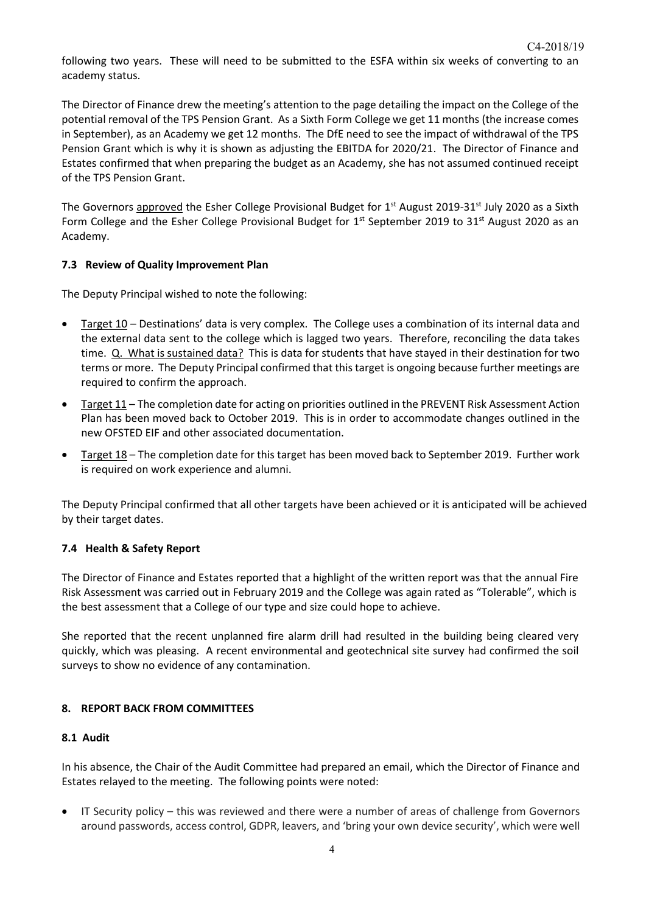following two years. These will need to be submitted to the ESFA within six weeks of converting to an academy status.

The Director of Finance drew the meeting's attention to the page detailing the impact on the College of the potential removal of the TPS Pension Grant. As a Sixth Form College we get 11 months (the increase comes in September), as an Academy we get 12 months. The DfE need to see the impact of withdrawal of the TPS Pension Grant which is why it is shown as adjusting the EBITDA for 2020/21. The Director of Finance and Estates confirmed that when preparing the budget as an Academy, she has not assumed continued receipt of the TPS Pension Grant.

The Governors approved the Esher College Provisional Budget for 1st August 2019-31st July 2020 as a Sixth Form College and the Esher College Provisional Budget for 1st September 2019 to 31st August 2020 as an Academy.

### 7.3 Review of Quality Improvement Plan

The Deputy Principal wished to note the following:

- Target 10 – Destinations' data is very complex. The College uses a combination of its internal data and the external data sent to the college which is lagged two years. Therefore, reconciling the data takes time. Q. What is sustained data? This is data for students that have stayed in their destination for two terms or more. The Deputy Principal confirmed that this target is ongoing because further meetings are required to confirm the approach.
- Target 11 – The completion date for acting on priorities outlined in the PREVENT Risk Assessment Action Plan has been moved back to October 2019. This is in order to accommodate changes outlined in the new OFSTED EIF and other associated documentation.
- Target 18 – The completion date for this target has been moved back to September 2019. Further work is required on work experience and alumni.

The Deputy Principal confirmed that all other targets have been achieved or it is anticipated will be achieved by their target dates.

### 7.4 Health & Safety Report

The Director of Finance and Estates reported that a highlight of the written report was that the annual Fire Risk Assessment was carried out in February 2019 and the College was again rated as "Tolerable", which is the best assessment that a College of our type and size could hope to achieve.

She reported that the recent unplanned fire alarm drill had resulted in the building being cleared very quickly, which was pleasing. A recent environmental and geotechnical site survey had confirmed the soil surveys to show no evidence of any contamination.

## 8. REPORT BACK FROM COMMITTEES

### 8.1 Audit

In his absence, the Chair of the Audit Committee had prepared an email, which the Director of Finance and Estates relayed to the meeting. The following points were noted:

- IT Security policy – this was reviewed and there were a number of areas of challenge from Governors around passwords, access control, GDPR, leavers, and 'bring your own device security', which were well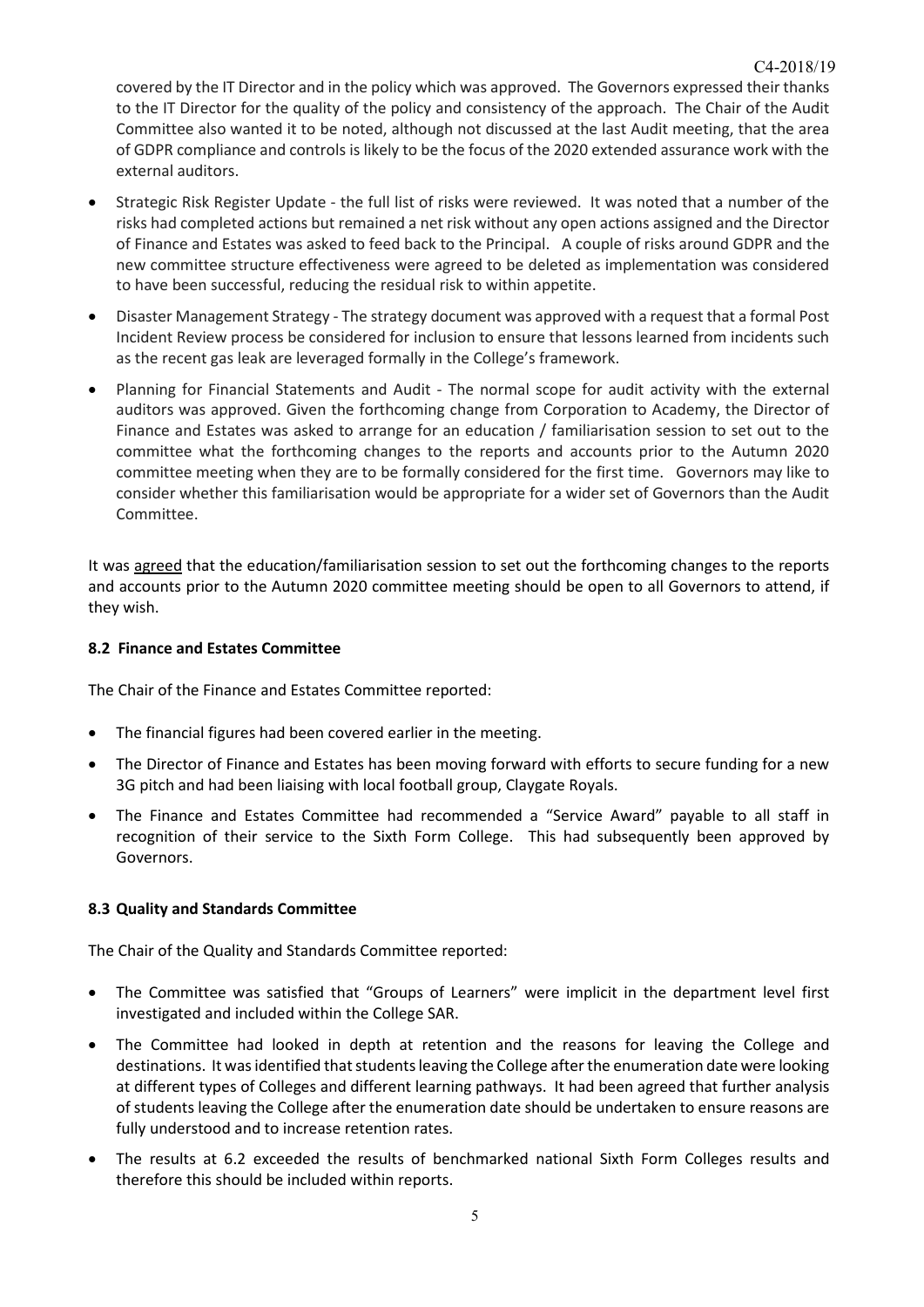covered by the IT Director and in the policy which was approved. The Governors expressed their thanks to the IT Director for the quality of the policy and consistency of the approach. The Chair of the Audit Committee also wanted it to be noted, although not discussed at the last Audit meeting, that the area of GDPR compliance and controls is likely to be the focus of the 2020 extended assurance work with the external auditors.

- Strategic Risk Register Update - the full list of risks were reviewed. It was noted that a number of the risks had completed actions but remained a net risk without any open actions assigned and the Director of Finance and Estates was asked to feed back to the Principal. A couple of risks around GDPR and the new committee structure effectiveness were agreed to be deleted as implementation was considered to have been successful, reducing the residual risk to within appetite.
- Disaster Management Strategy - The strategy document was approved with a request that a formal Post Incident Review process be considered for inclusion to ensure that lessons learned from incidents such as the recent gas leak are leveraged formally in the College's framework.
- Planning for Financial Statements and Audit - The normal scope for audit activity with the external auditors was approved. Given the forthcoming change from Corporation to Academy, the Director of Finance and Estates was asked to arrange for an education / familiarisation session to set out to the committee what the forthcoming changes to the reports and accounts prior to the Autumn 2020 committee meeting when they are to be formally considered for the first time. Governors may like to consider whether this familiarisation would be appropriate for a wider set of Governors than the Audit Committee.

It was agreed that the education/familiarisation session to set out the forthcoming changes to the reports and accounts prior to the Autumn 2020 committee meeting should be open to all Governors to attend, if they wish.

**8.2 Finance and Estates Committee**

The Chair of the Finance and Estates Committee reported:

- The financial figures had been covered earlier in the meeting.
- The Director of Finance and Estates has been moving forward with efforts to secure funding for a new 3G pitch and had been liaising with local football group, Claygate Royals.
- The Finance and Estates Committee had recommended a "Service Award" payable to all staff in recognition of their service to the Sixth Form College. This had subsequently been approved by Governors.

**8.3 Quality and Standards Committee**

The Chair of the Quality and Standards Committee reported:

- The Committee was satisfied that "Groups of Learners" were implicit in the department level first investigated and included within the College SAR.
- The Committee had looked in depth at retention and the reasons for leaving the College and destinations. It was identified that students leaving the College after the enumeration date were looking at different types of Colleges and different learning pathways. It had been agreed that further analysis of students leaving the College after the enumeration date should be undertaken to ensure reasons are fully understood and to increase retention rates.
- The results at 6.2 exceeded the results of benchmarked national Sixth Form Colleges results and therefore this should be included within reports.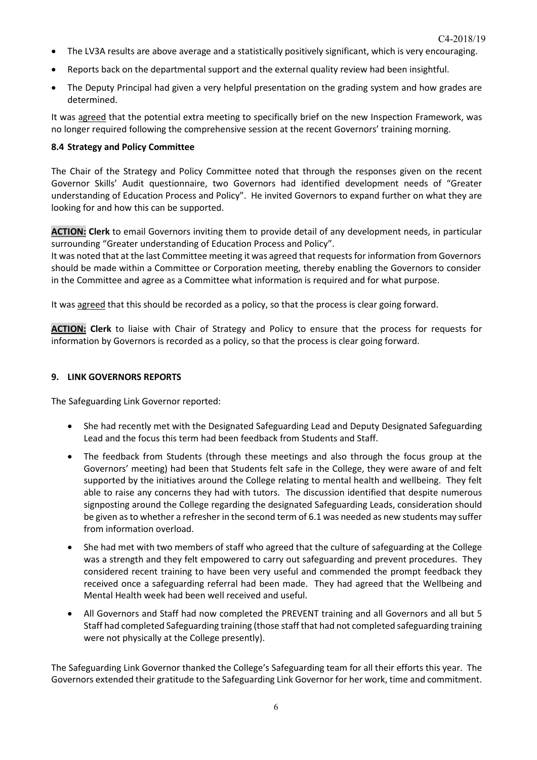- The LV3A results are above average and a statistically positively significant, which is very encouraging.
- Reports back on the departmental support and the external quality review had been insightful.
- The Deputy Principal had given a very helpful presentation on the grading system and how grades are determined.

It was agreed that the potential extra meeting to specifically brief on the new Inspection Framework, was no longer required following the comprehensive session at the recent Governors' training morning.

**8.4 Strategy and Policy Committee**

The Chair of the Strategy and Policy Committee noted that through the responses given on the recent Governor Skills' Audit questionnaire, two Governors had identified development needs of "Greater understanding of Education Process and Policy". He invited Governors to expand further on what they are looking for and how this can be supported.

**ACTION: Clerk** to email Governors inviting them to provide detail of any development needs, in particular surrounding "Greater understanding of Education Process and Policy".

It was noted that at the last Committee meeting it was agreed that requests for information from Governors should be made within a Committee or Corporation meeting, thereby enabling the Governors to consider in the Committee and agree as a Committee what information is required and for what purpose.

It was agreed that this should be recorded as a policy, so that the process is clear going forward.

**ACTION: Clerk** to liaise with Chair of Strategy and Policy to ensure that the process for requests for information by Governors is recorded as a policy, so that the process is clear going forward.

**9. LINK GOVERNORS REPORTS**

The Safeguarding Link Governor reported:

- She had recently met with the Designated Safeguarding Lead and Deputy Designated Safeguarding Lead and the focus this term had been feedback from Students and Staff.
- The feedback from Students (through these meetings and also through the focus group at the Governors' meeting) had been that Students felt safe in the College, they were aware of and felt supported by the initiatives around the College relating to mental health and wellbeing. They felt able to raise any concerns they had with tutors. The discussion identified that despite numerous signposting around the College regarding the designated Safeguarding Leads, consideration should be given as to whether a refresher in the second term of 6.1 was needed as new students may suffer from information overload.
- She had met with two members of staff who agreed that the culture of safeguarding at the College was a strength and they felt empowered to carry out safeguarding and prevent procedures. They considered recent training to have been very useful and commended the prompt feedback they received once a safeguarding referral had been made. They had agreed that the Wellbeing and Mental Health week had been well received and useful.
- All Governors and Staff had now completed the PREVENT training and all Governors and all but 5 Staff had completed Safeguarding training (those staff that had not completed safeguarding training were not physically at the College presently).

The Safeguarding Link Governor thanked the College's Safeguarding team for all their efforts this year. The Governors extended their gratitude to the Safeguarding Link Governor for her work, time and commitment.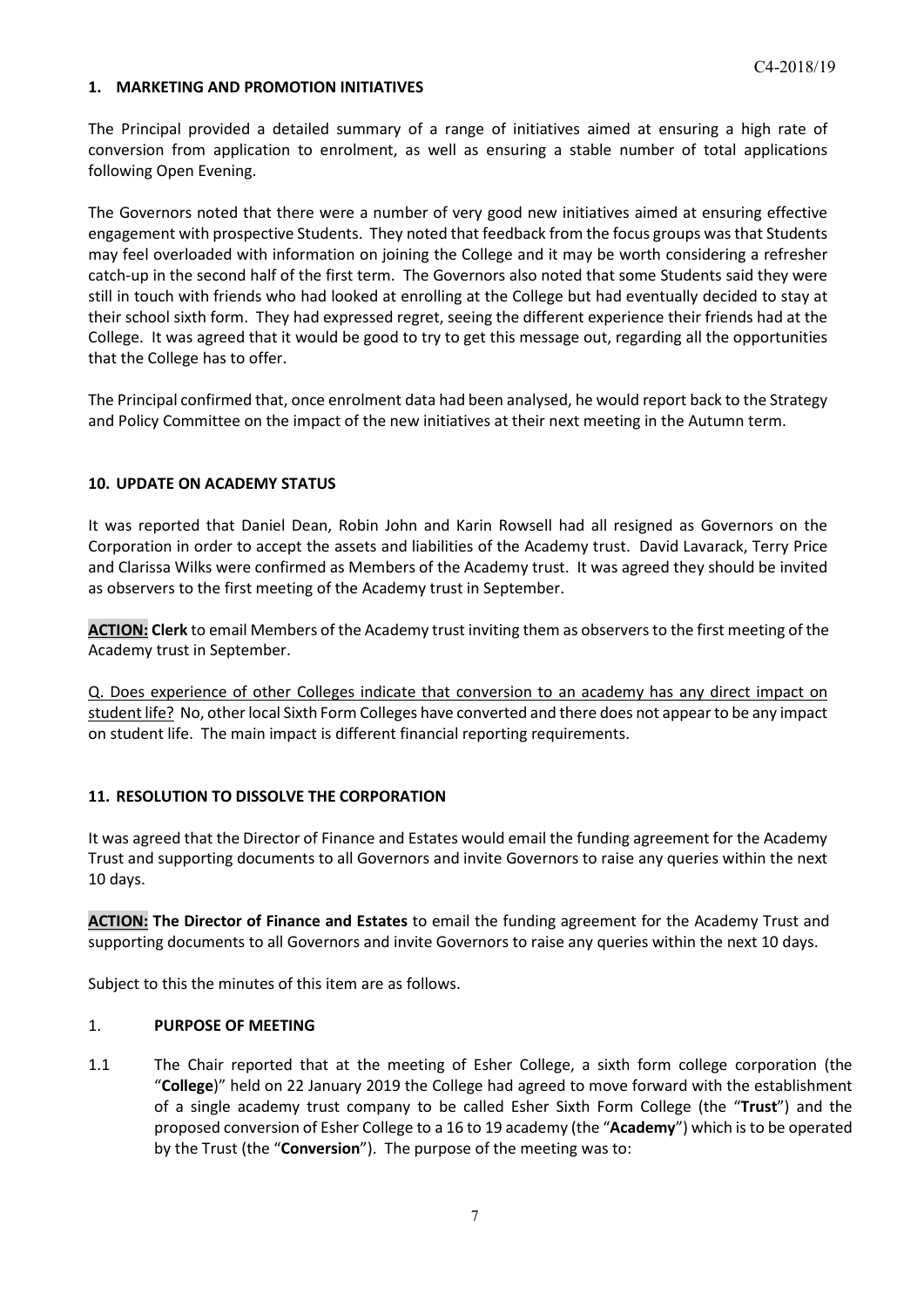## 1. MARKETING AND PROMOTION INITIATIVES

The Principal provided a detailed summary of a range of initiatives aimed at ensuring a high rate of conversion from application to enrolment, as well as ensuring a stable number of total applications following Open Evening.

The Governors noted that there were a number of very good new initiatives aimed at ensuring effective engagement with prospective Students. They noted that feedback from the focus groups was that Students may feel overloaded with information on joining the College and it may be worth considering a refresher catch-up in the second half of the first term. The Governors also noted that some Students said they were still in touch with friends who had looked at enrolling at the College but had eventually decided to stay at their school sixth form. They had expressed regret, seeing the different experience their friends had at the College. It was agreed that it would be good to try to get this message out, regarding all the opportunities that the College has to offer.

The Principal confirmed that, once enrolment data had been analysed, he would report back to the Strategy and Policy Committee on the impact of the new initiatives at their next meeting in the Autumn term.

## 10. UPDATE ON ACADEMY STATUS

It was reported that Daniel Dean, Robin John and Karin Rowsell had all resigned as Governors on the Corporation in order to accept the assets and liabilities of the Academy trust. David Lavarack, Terry Price and Clarissa Wilks were confirmed as Members of the Academy trust. It was agreed they should be invited as observers to the first meeting of the Academy trust in September.

**ACTION: Clerk** to email Members of the Academy trust inviting them as observers to the first meeting of the Academy trust in September.

Q. Does experience of other Colleges indicate that conversion to an academy has any direct impact on student life? No, other local Sixth Form Colleges have converted and there does not appear to be any impact on student life. The main impact is different financial reporting requirements.

## 11. RESOLUTION TO DISSOLVE THE CORPORATION

It was agreed that the Director of Finance and Estates would email the funding agreement for the Academy Trust and supporting documents to all Governors and invite Governors to raise any queries within the next 10 days.

**ACTION: The Director of Finance and Estates** to email the funding agreement for the Academy Trust and supporting documents to all Governors and invite Governors to raise any queries within the next 10 days.

Subject to this the minutes of this item are as follows.

1. **PURPOSE OF MEETING**

1.1 The Chair reported that at the meeting of Esher College, a sixth form college corporation (the "**College**)" held on 22 January 2019 the College had agreed to move forward with the establishment of a single academy trust company to be called Esher Sixth Form College (the "**Trust**") and the proposed conversion of Esher College to a 16 to 19 academy (the "**Academy**") which is to be operated by the Trust (the "**Conversion**"). The purpose of the meeting was to: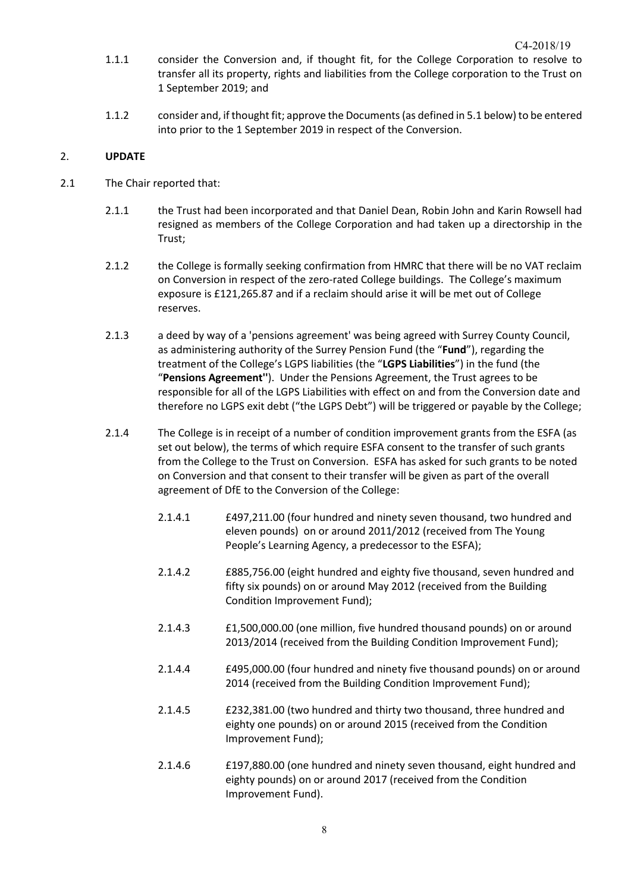1.1.1 consider the Conversion and, if thought fit, for the College Corporation to resolve to transfer all its property, rights and liabilities from the College corporation to the Trust on 1 September 2019; and

1.1.2 consider and, if thought fit; approve the Documents (as defined in 5.1 below) to be entered into prior to the 1 September 2019 in respect of the Conversion.

## 2. UPDATE

2.1 The Chair reported that:

2.1.1 the Trust had been incorporated and that Daniel Dean, Robin John and Karin Rowsell had resigned as members of the College Corporation and had taken up a directorship in the Trust;

2.1.2 the College is formally seeking confirmation from HMRC that there will be no VAT reclaim on Conversion in respect of the zero-rated College buildings. The College's maximum exposure is £121,265.87 and if a reclaim should arise it will be met out of College reserves.

2.1.3 a deed by way of a 'pensions agreement' was being agreed with Surrey County Council, as administering authority of the Surrey Pension Fund (the "**Fund**"), regarding the treatment of the College's LGPS liabilities (the "**LGPS Liabilities**") in the fund (the "**Pensions Agreement''**). Under the Pensions Agreement, the Trust agrees to be responsible for all of the LGPS Liabilities with effect on and from the Conversion date and therefore no LGPS exit debt ("the LGPS Debt") will be triggered or payable by the College;

2.1.4 The College is in receipt of a number of condition improvement grants from the ESFA (as set out below), the terms of which require ESFA consent to the transfer of such grants from the College to the Trust on Conversion. ESFA has asked for such grants to be noted on Conversion and that consent to their transfer will be given as part of the overall agreement of DfE to the Conversion of the College:

2.1.4.1 £497,211.00 (four hundred and ninety seven thousand, two hundred and eleven pounds) on or around 2011/2012 (received from The Young People's Learning Agency, a predecessor to the ESFA);

2.1.4.2 £885,756.00 (eight hundred and eighty five thousand, seven hundred and fifty six pounds) on or around May 2012 (received from the Building Condition Improvement Fund);

2.1.4.3 £1,500,000.00 (one million, five hundred thousand pounds) on or around 2013/2014 (received from the Building Condition Improvement Fund);

2.1.4.4 £495,000.00 (four hundred and ninety five thousand pounds) on or around 2014 (received from the Building Condition Improvement Fund);

2.1.4.5 £232,381.00 (two hundred and thirty two thousand, three hundred and eighty one pounds) on or around 2015 (received from the Condition Improvement Fund);

2.1.4.6 £197,880.00 (one hundred and ninety seven thousand, eight hundred and eighty pounds) on or around 2017 (received from the Condition Improvement Fund).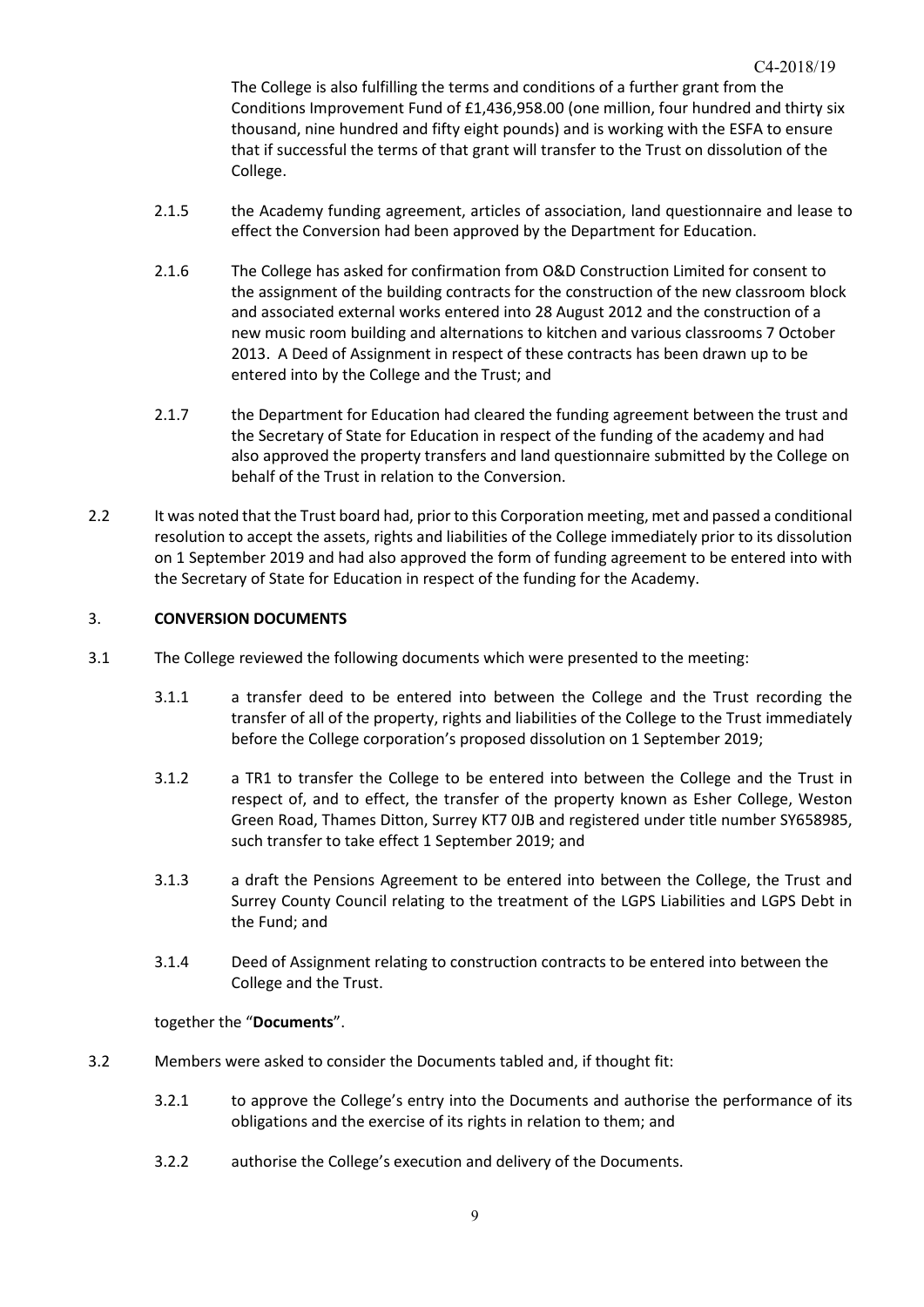The College is also fulfilling the terms and conditions of a further grant from the Conditions Improvement Fund of £1,436,958.00 (one million, four hundred and thirty six thousand, nine hundred and fifty eight pounds) and is working with the ESFA to ensure that if successful the terms of that grant will transfer to the Trust on dissolution of the College.

2.1.5 the Academy funding agreement, articles of association, land questionnaire and lease to effect the Conversion had been approved by the Department for Education.

2.1.6 The College has asked for confirmation from O&D Construction Limited for consent to the assignment of the building contracts for the construction of the new classroom block and associated external works entered into 28 August 2012 and the construction of a new music room building and alternations to kitchen and various classrooms 7 October 2013. A Deed of Assignment in respect of these contracts has been drawn up to be entered into by the College and the Trust; and

2.1.7 the Department for Education had cleared the funding agreement between the trust and the Secretary of State for Education in respect of the funding of the academy and had also approved the property transfers and land questionnaire submitted by the College on behalf of the Trust in relation to the Conversion.

2.2 It was noted that the Trust board had, prior to this Corporation meeting, met and passed a conditional resolution to accept the assets, rights and liabilities of the College immediately prior to its dissolution on 1 September 2019 and had also approved the form of funding agreement to be entered into with the Secretary of State for Education in respect of the funding for the Academy.

## 3. CONVERSION DOCUMENTS

3.1 The College reviewed the following documents which were presented to the meeting:

3.1.1 a transfer deed to be entered into between the College and the Trust recording the transfer of all of the property, rights and liabilities of the College to the Trust immediately before the College corporation's proposed dissolution on 1 September 2019;

3.1.2 a TR1 to transfer the College to be entered into between the College and the Trust in respect of, and to effect, the transfer of the property known as Esher College, Weston Green Road, Thames Ditton, Surrey KT7 0JB and registered under title number SY658985, such transfer to take effect 1 September 2019; and

3.1.3 a draft the Pensions Agreement to be entered into between the College, the Trust and Surrey County Council relating to the treatment of the LGPS Liabilities and LGPS Debt in the Fund; and

3.1.4 Deed of Assignment relating to construction contracts to be entered into between the College and the Trust.

together the "**Documents**".

3.2 Members were asked to consider the Documents tabled and, if thought fit:

3.2.1 to approve the College's entry into the Documents and authorise the performance of its obligations and the exercise of its rights in relation to them; and

3.2.2 authorise the College's execution and delivery of the Documents.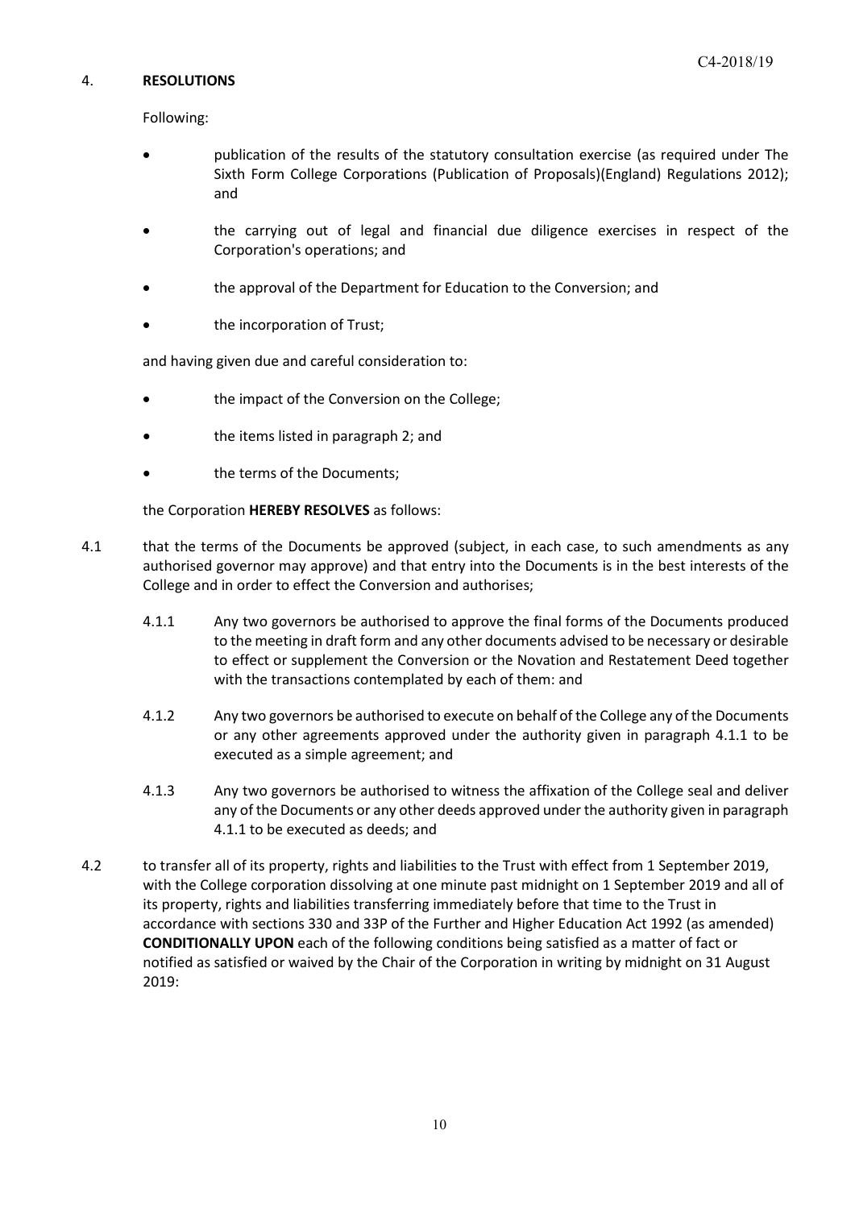C4-2018/19

## 4. RESOLUTIONS

Following:

- publication of the results of the statutory consultation exercise (as required under The Sixth Form College Corporations (Publication of Proposals)(England) Regulations 2012); and
- the carrying out of legal and financial due diligence exercises in respect of the Corporation's operations; and
- the approval of the Department for Education to the Conversion; and
- the incorporation of Trust;

and having given due and careful consideration to:

- the impact of the Conversion on the College;
- the items listed in paragraph 2; and
- the terms of the Documents;

the Corporation **HEREBY RESOLVES** as follows:

4.1 that the terms of the Documents be approved (subject, in each case, to such amendments as any authorised governor may approve) and that entry into the Documents is in the best interests of the College and in order to effect the Conversion and authorises;

4.1.1 Any two governors be authorised to approve the final forms of the Documents produced to the meeting in draft form and any other documents advised to be necessary or desirable to effect or supplement the Conversion or the Novation and Restatement Deed together with the transactions contemplated by each of them: and

4.1.2 Any two governors be authorised to execute on behalf of the College any of the Documents or any other agreements approved under the authority given in paragraph 4.1.1 to be executed as a simple agreement; and

4.1.3 Any two governors be authorised to witness the affixation of the College seal and deliver any of the Documents or any other deeds approved under the authority given in paragraph 4.1.1 to be executed as deeds; and

4.2 to transfer all of its property, rights and liabilities to the Trust with effect from 1 September 2019, with the College corporation dissolving at one minute past midnight on 1 September 2019 and all of its property, rights and liabilities transferring immediately before that time to the Trust in accordance with sections 330 and 33P of the Further and Higher Education Act 1992 (as amended) **CONDITIONALLY UPON** each of the following conditions being satisfied as a matter of fact or notified as satisfied or waived by the Chair of the Corporation in writing by midnight on 31 August 2019: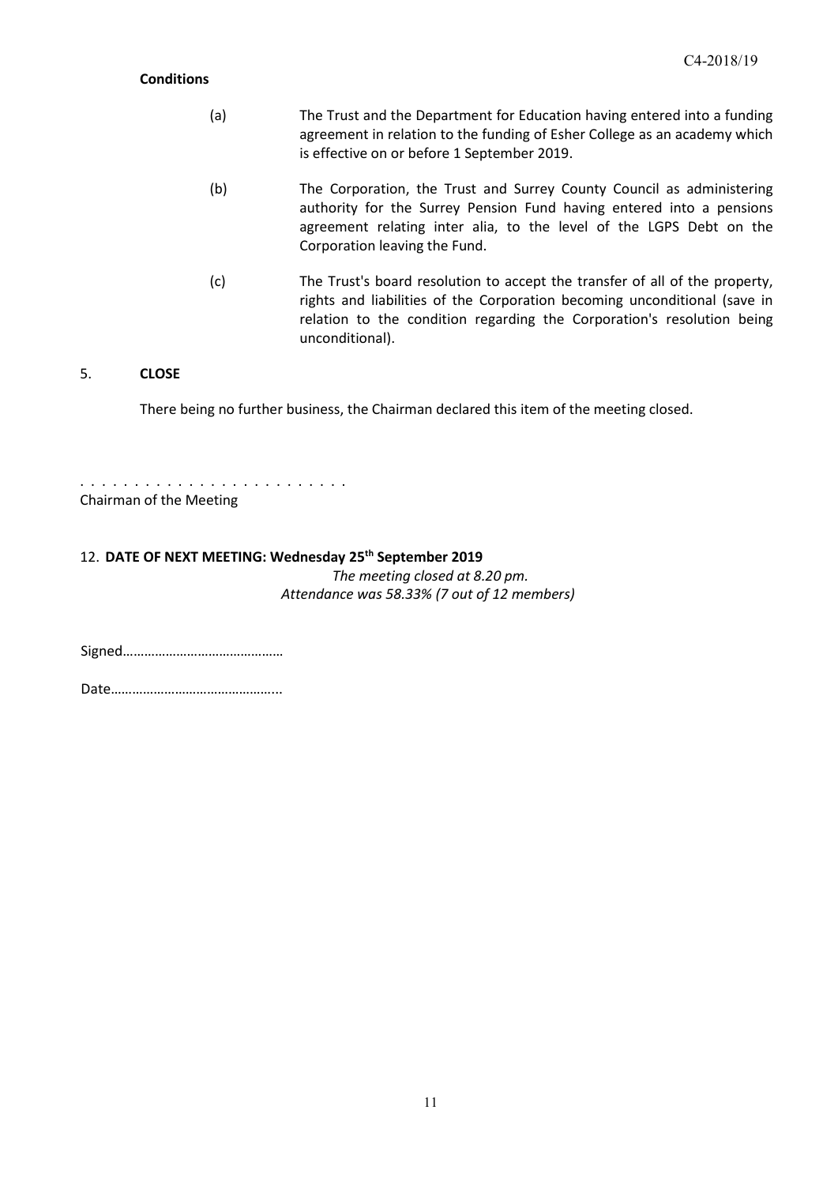**Conditions**

(a) The Trust and the Department for Education having entered into a funding agreement in relation to the funding of Esher College as an academy which is effective on or before 1 September 2019.

(b) The Corporation, the Trust and Surrey County Council as administering authority for the Surrey Pension Fund having entered into a pensions agreement relating inter alia, to the level of the LGPS Debt on the Corporation leaving the Fund.

(c) The Trust's board resolution to accept the transfer of all of the property, rights and liabilities of the Corporation becoming unconditional (save in relation to the condition regarding the Corporation's resolution being unconditional).

5. **CLOSE**

There being no further business, the Chairman declared this item of the meeting closed.

. . . . . . . . . . . . . . . . . . . . . . . . .
Chairman of the Meeting

12. **DATE OF NEXT MEETING: Wednesday 25th September 2019**

*The meeting closed at 8.20 pm.*
*Attendance was 58.33% (7 out of 12 members)*

Signed……………………………………

Date………………………………………..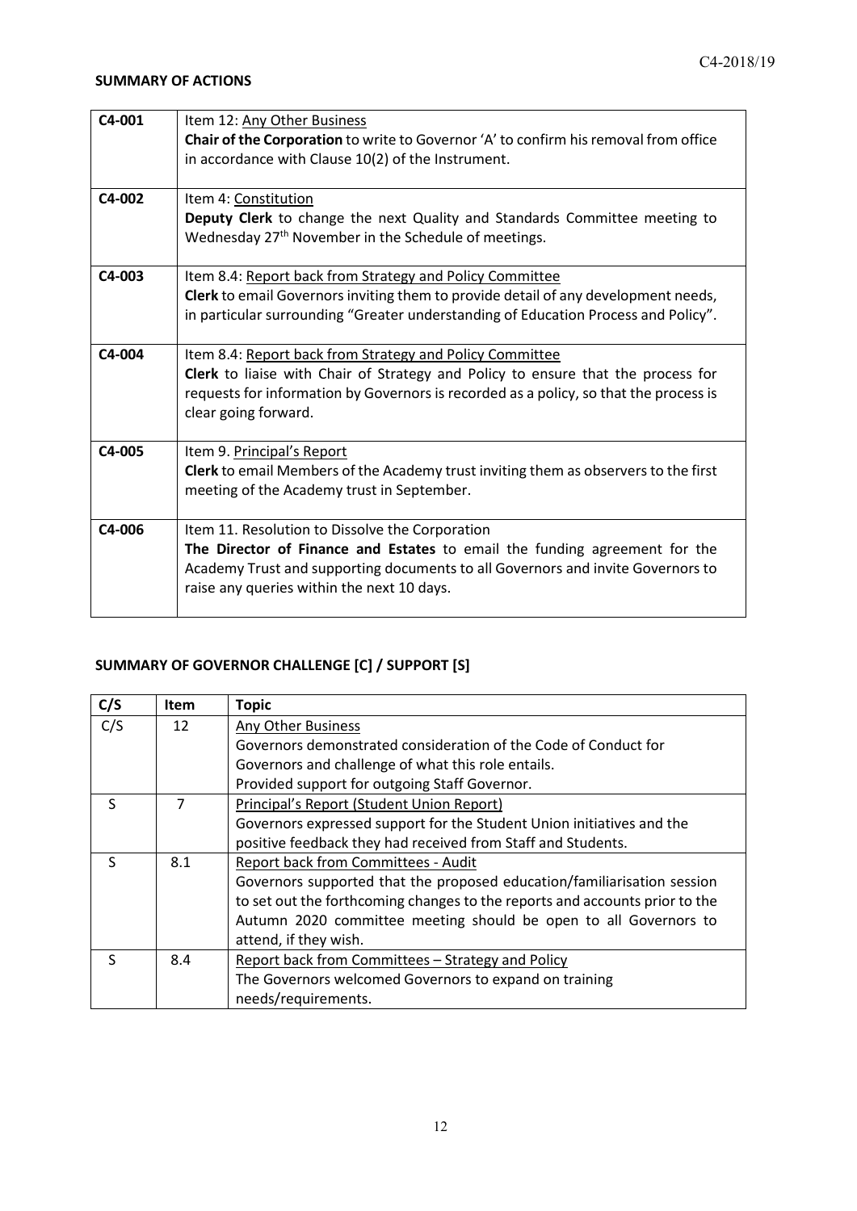## SUMMARY OF ACTIONS

| | |
|---|---|
| **C4-001** | Item 12: Any Other Business<br>**Chair of the Corporation** to write to Governor 'A' to confirm his removal from office in accordance with Clause 10(2) of the Instrument. |
| **C4-002** | Item 4: Constitution<br>**Deputy Clerk** to change the next Quality and Standards Committee meeting to Wednesday 27th November in the Schedule of meetings. |
| **C4-003** | Item 8.4: Report back from Strategy and Policy Committee<br>**Clerk** to email Governors inviting them to provide detail of any development needs, in particular surrounding "Greater understanding of Education Process and Policy". |
| **C4-004** | Item 8.4: Report back from Strategy and Policy Committee<br>**Clerk** to liaise with Chair of Strategy and Policy to ensure that the process for requests for information by Governors is recorded as a policy, so that the process is clear going forward. |
| **C4-005** | Item 9. Principal's Report<br>**Clerk** to email Members of the Academy trust inviting them as observers to the first meeting of the Academy trust in September. |
| **C4-006** | Item 11. Resolution to Dissolve the Corporation<br>**The Director of Finance and Estates** to email the funding agreement for the Academy Trust and supporting documents to all Governors and invite Governors to raise any queries within the next 10 days. |

## SUMMARY OF GOVERNOR CHALLENGE [C] / SUPPORT [S]

| C/S | Item | Topic |
|---|---|---|
| C/S | 12 | Any Other Business<br>Governors demonstrated consideration of the Code of Conduct for Governors and challenge of what this role entails.<br>Provided support for outgoing Staff Governor. |
| S | 7 | Principal's Report (Student Union Report)<br>Governors expressed support for the Student Union initiatives and the positive feedback they had received from Staff and Students. |
| S | 8.1 | Report back from Committees - Audit<br>Governors supported that the proposed education/familiarisation session to set out the forthcoming changes to the reports and accounts prior to the Autumn 2020 committee meeting should be open to all Governors to attend, if they wish. |
| S | 8.4 | Report back from Committees – Strategy and Policy<br>The Governors welcomed Governors to expand on training needs/requirements. |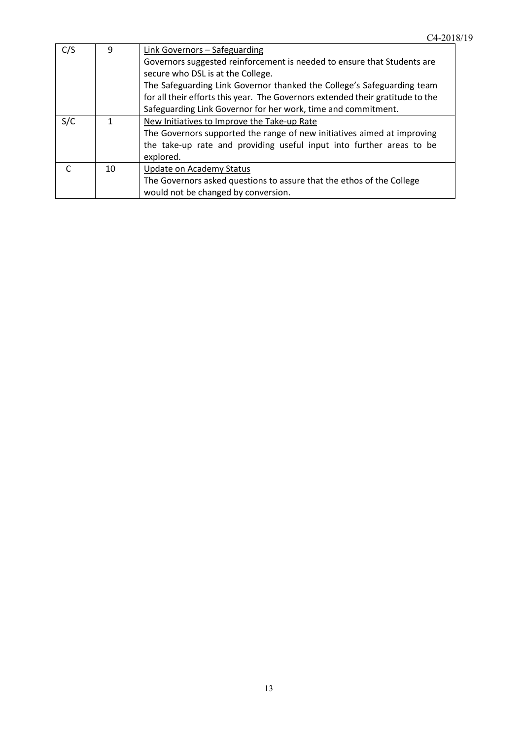| | | |
|---|---|---|
| C/S | 9 | Link Governors – Safeguarding<br>Governors suggested reinforcement is needed to ensure that Students are secure who DSL is at the College.<br>The Safeguarding Link Governor thanked the College's Safeguarding team for all their efforts this year. The Governors extended their gratitude to the Safeguarding Link Governor for her work, time and commitment. |
| S/C | 1 | New Initiatives to Improve the Take-up Rate<br>The Governors supported the range of new initiatives aimed at improving the take-up rate and providing useful input into further areas to be explored. |
| C | 10 | Update on Academy Status<br>The Governors asked questions to assure that the ethos of the College would not be changed by conversion. |